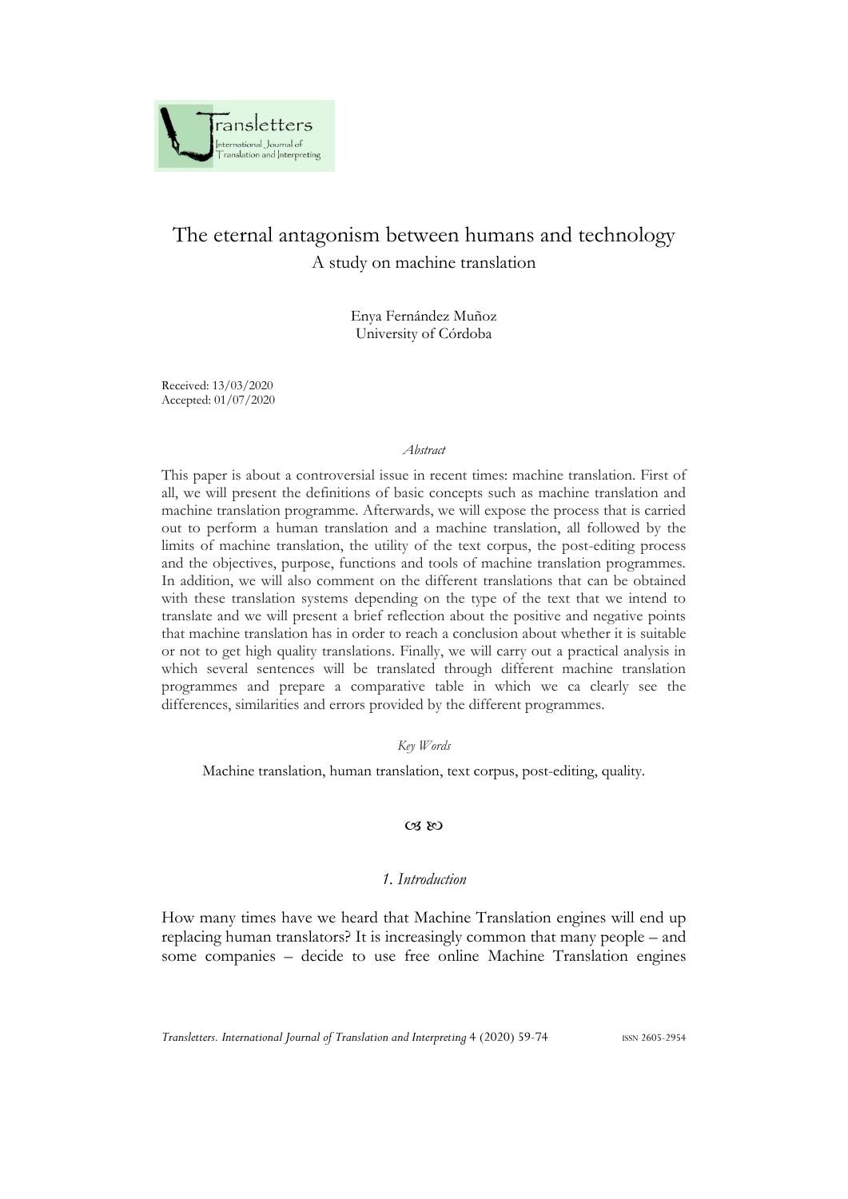# The eternal antagonism between humans and technology

## A study on machine translation

Enya Fernández Muñoz
University of Córdoba

Received: 13/03/2020
Accepted: 01/07/2020

*Abstract*

This paper is about a controversial issue in recent times: machine translation. First of all, we will present the definitions of basic concepts such as machine translation and machine translation programme. Afterwards, we will expose the process that is carried out to perform a human translation and a machine translation, all followed by the limits of machine translation, the utility of the text corpus, the post-editing process and the objectives, purpose, functions and tools of machine translation programmes. In addition, we will also comment on the different translations that can be obtained with these translation systems depending on the type of the text that we intend to translate and we will present a brief reflection about the positive and negative points that machine translation has in order to reach a conclusion about whether it is suitable or not to get high quality translations. Finally, we will carry out a practical analysis in which several sentences will be translated through different machine translation programmes and prepare a comparative table in which we ca clearly see the differences, similarities and errors provided by the different programmes.

*Key Words*

Machine translation, human translation, text corpus, post-editing, quality.

## *1. Introduction*

How many times have we heard that Machine Translation engines will end up replacing human translators? It is increasingly common that many people – and some companies – decide to use free online Machine Translation engines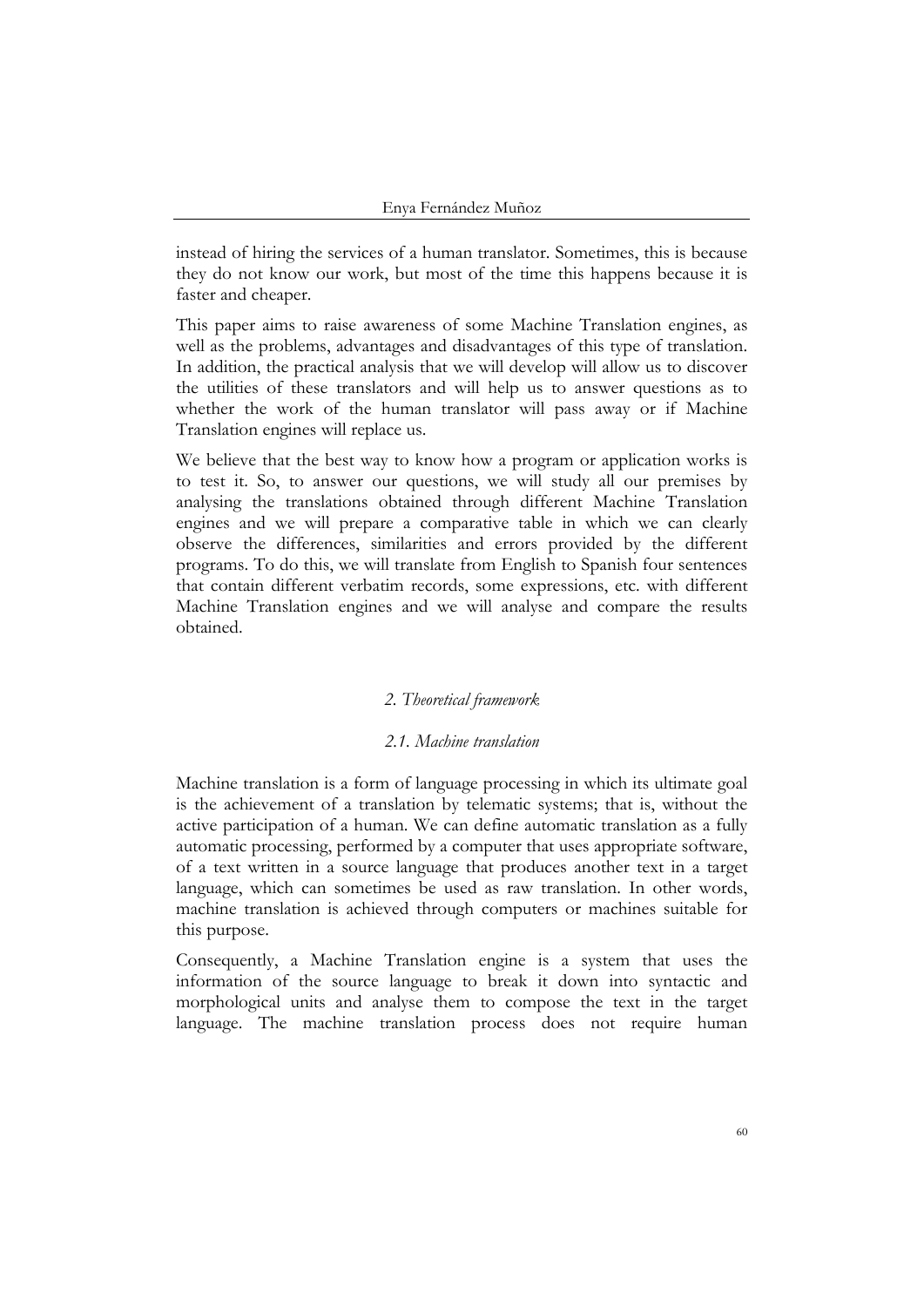instead of hiring the services of a human translator. Sometimes, this is because they do not know our work, but most of the time this happens because it is faster and cheaper.

This paper aims to raise awareness of some Machine Translation engines, as well as the problems, advantages and disadvantages of this type of translation. In addition, the practical analysis that we will develop will allow us to discover the utilities of these translators and will help us to answer questions as to whether the work of the human translator will pass away or if Machine Translation engines will replace us.

We believe that the best way to know how a program or application works is to test it. So, to answer our questions, we will study all our premises by analysing the translations obtained through different Machine Translation engines and we will prepare a comparative table in which we can clearly observe the differences, similarities and errors provided by the different programs. To do this, we will translate from English to Spanish four sentences that contain different verbatim records, some expressions, etc. with different Machine Translation engines and we will analyse and compare the results obtained.

## *2. Theoretical framework*

### *2.1. Machine translation*

Machine translation is a form of language processing in which its ultimate goal is the achievement of a translation by telematic systems; that is, without the active participation of a human. We can define automatic translation as a fully automatic processing, performed by a computer that uses appropriate software, of a text written in a source language that produces another text in a target language, which can sometimes be used as raw translation. In other words, machine translation is achieved through computers or machines suitable for this purpose.

Consequently, a Machine Translation engine is a system that uses the information of the source language to break it down into syntactic and morphological units and analyse them to compose the text in the target language. The machine translation process does not require human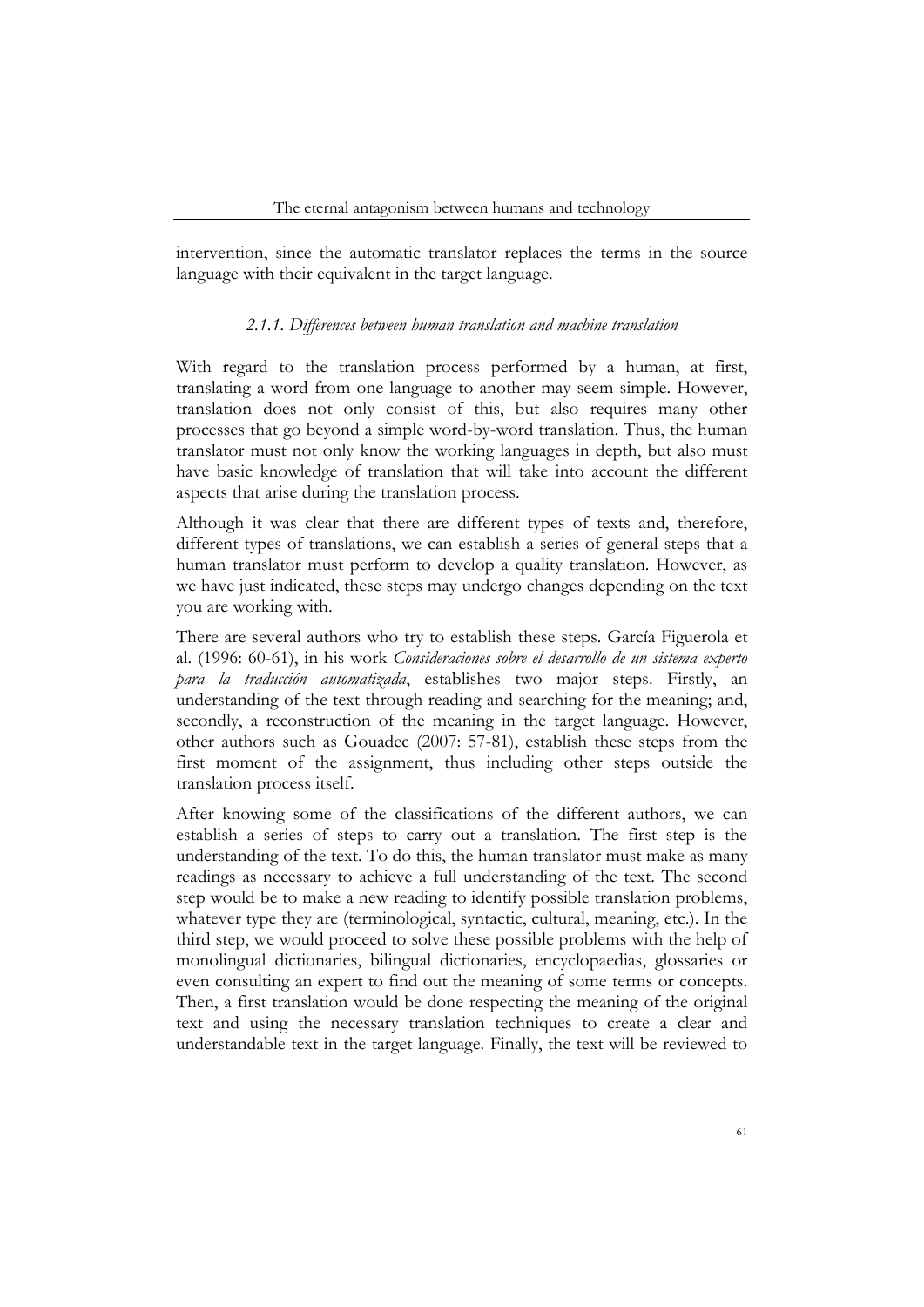intervention, since the automatic translator replaces the terms in the source language with their equivalent in the target language.

### *2.1.1. Differences between human translation and machine translation*

With regard to the translation process performed by a human, at first, translating a word from one language to another may seem simple. However, translation does not only consist of this, but also requires many other processes that go beyond a simple word-by-word translation. Thus, the human translator must not only know the working languages in depth, but also must have basic knowledge of translation that will take into account the different aspects that arise during the translation process.

Although it was clear that there are different types of texts and, therefore, different types of translations, we can establish a series of general steps that a human translator must perform to develop a quality translation. However, as we have just indicated, these steps may undergo changes depending on the text you are working with.

There are several authors who try to establish these steps. García Figuerola et al. (1996: 60-61), in his work *Consideraciones sobre el desarrollo de un sistema experto para la traducción automatizada*, establishes two major steps. Firstly, an understanding of the text through reading and searching for the meaning; and, secondly, a reconstruction of the meaning in the target language. However, other authors such as Gouadec (2007: 57-81), establish these steps from the first moment of the assignment, thus including other steps outside the translation process itself.

After knowing some of the classifications of the different authors, we can establish a series of steps to carry out a translation. The first step is the understanding of the text. To do this, the human translator must make as many readings as necessary to achieve a full understanding of the text. The second step would be to make a new reading to identify possible translation problems, whatever type they are (terminological, syntactic, cultural, meaning, etc.). In the third step, we would proceed to solve these possible problems with the help of monolingual dictionaries, bilingual dictionaries, encyclopaedias, glossaries or even consulting an expert to find out the meaning of some terms or concepts. Then, a first translation would be done respecting the meaning of the original text and using the necessary translation techniques to create a clear and understandable text in the target language. Finally, the text will be reviewed to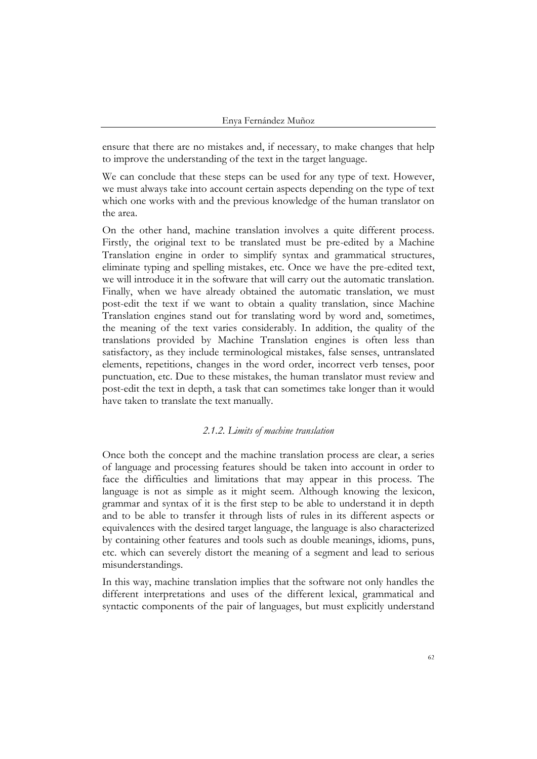ensure that there are no mistakes and, if necessary, to make changes that help to improve the understanding of the text in the target language.

We can conclude that these steps can be used for any type of text. However, we must always take into account certain aspects depending on the type of text which one works with and the previous knowledge of the human translator on the area.

On the other hand, machine translation involves a quite different process. Firstly, the original text to be translated must be pre-edited by a Machine Translation engine in order to simplify syntax and grammatical structures, eliminate typing and spelling mistakes, etc. Once we have the pre-edited text, we will introduce it in the software that will carry out the automatic translation. Finally, when we have already obtained the automatic translation, we must post-edit the text if we want to obtain a quality translation, since Machine Translation engines stand out for translating word by word and, sometimes, the meaning of the text varies considerably. In addition, the quality of the translations provided by Machine Translation engines is often less than satisfactory, as they include terminological mistakes, false senses, untranslated elements, repetitions, changes in the word order, incorrect verb tenses, poor punctuation, etc. Due to these mistakes, the human translator must review and post-edit the text in depth, a task that can sometimes take longer than it would have taken to translate the text manually.

### *2.1.2. Limits of machine translation*

Once both the concept and the machine translation process are clear, a series of language and processing features should be taken into account in order to face the difficulties and limitations that may appear in this process. The language is not as simple as it might seem. Although knowing the lexicon, grammar and syntax of it is the first step to be able to understand it in depth and to be able to transfer it through lists of rules in its different aspects or equivalences with the desired target language, the language is also characterized by containing other features and tools such as double meanings, idioms, puns, etc. which can severely distort the meaning of a segment and lead to serious misunderstandings.

In this way, machine translation implies that the software not only handles the different interpretations and uses of the different lexical, grammatical and syntactic components of the pair of languages, but must explicitly understand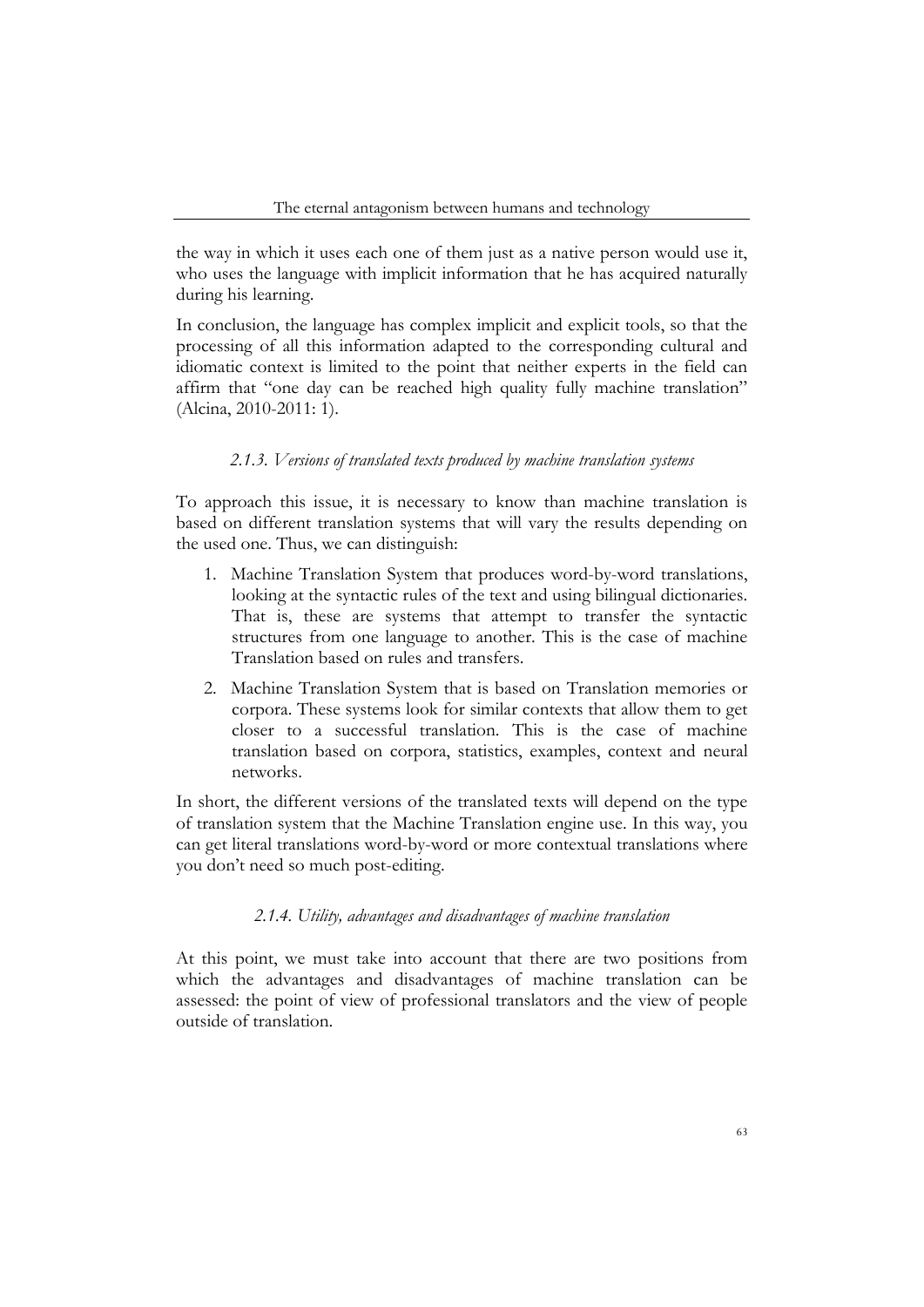the way in which it uses each one of them just as a native person would use it, who uses the language with implicit information that he has acquired naturally during his learning.

In conclusion, the language has complex implicit and explicit tools, so that the processing of all this information adapted to the corresponding cultural and idiomatic context is limited to the point that neither experts in the field can affirm that "one day can be reached high quality fully machine translation" (Alcina, 2010-2011: 1).

### *2.1.3. Versions of translated texts produced by machine translation systems*

To approach this issue, it is necessary to know than machine translation is based on different translation systems that will vary the results depending on the used one. Thus, we can distinguish:

1. Machine Translation System that produces word-by-word translations, looking at the syntactic rules of the text and using bilingual dictionaries. That is, these are systems that attempt to transfer the syntactic structures from one language to another. This is the case of machine Translation based on rules and transfers.
2. Machine Translation System that is based on Translation memories or corpora. These systems look for similar contexts that allow them to get closer to a successful translation. This is the case of machine translation based on corpora, statistics, examples, context and neural networks.

In short, the different versions of the translated texts will depend on the type of translation system that the Machine Translation engine use. In this way, you can get literal translations word-by-word or more contextual translations where you don't need so much post-editing.

### *2.1.4. Utility, advantages and disadvantages of machine translation*

At this point, we must take into account that there are two positions from which the advantages and disadvantages of machine translation can be assessed: the point of view of professional translators and the view of people outside of translation.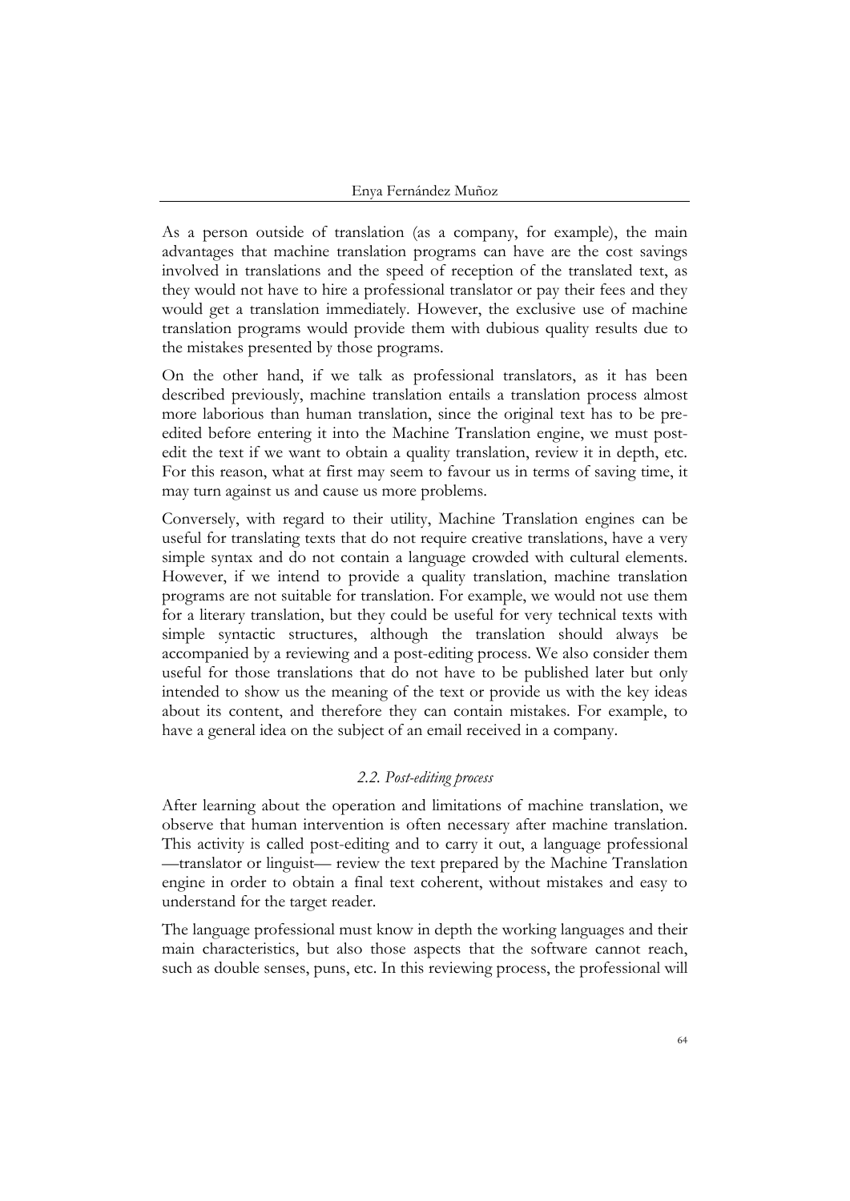As a person outside of translation (as a company, for example), the main advantages that machine translation programs can have are the cost savings involved in translations and the speed of reception of the translated text, as they would not have to hire a professional translator or pay their fees and they would get a translation immediately. However, the exclusive use of machine translation programs would provide them with dubious quality results due to the mistakes presented by those programs.

On the other hand, if we talk as professional translators, as it has been described previously, machine translation entails a translation process almost more laborious than human translation, since the original text has to be pre-edited before entering it into the Machine Translation engine, we must post-edit the text if we want to obtain a quality translation, review it in depth, etc. For this reason, what at first may seem to favour us in terms of saving time, it may turn against us and cause us more problems.

Conversely, with regard to their utility, Machine Translation engines can be useful for translating texts that do not require creative translations, have a very simple syntax and do not contain a language crowded with cultural elements. However, if we intend to provide a quality translation, machine translation programs are not suitable for translation. For example, we would not use them for a literary translation, but they could be useful for very technical texts with simple syntactic structures, although the translation should always be accompanied by a reviewing and a post-editing process. We also consider them useful for those translations that do not have to be published later but only intended to show us the meaning of the text or provide us with the key ideas about its content, and therefore they can contain mistakes. For example, to have a general idea on the subject of an email received in a company.

### *2.2. Post-editing process*

After learning about the operation and limitations of machine translation, we observe that human intervention is often necessary after machine translation. This activity is called post-editing and to carry it out, a language professional —translator or linguist— review the text prepared by the Machine Translation engine in order to obtain a final text coherent, without mistakes and easy to understand for the target reader.

The language professional must know in depth the working languages and their main characteristics, but also those aspects that the software cannot reach, such as double senses, puns, etc. In this reviewing process, the professional will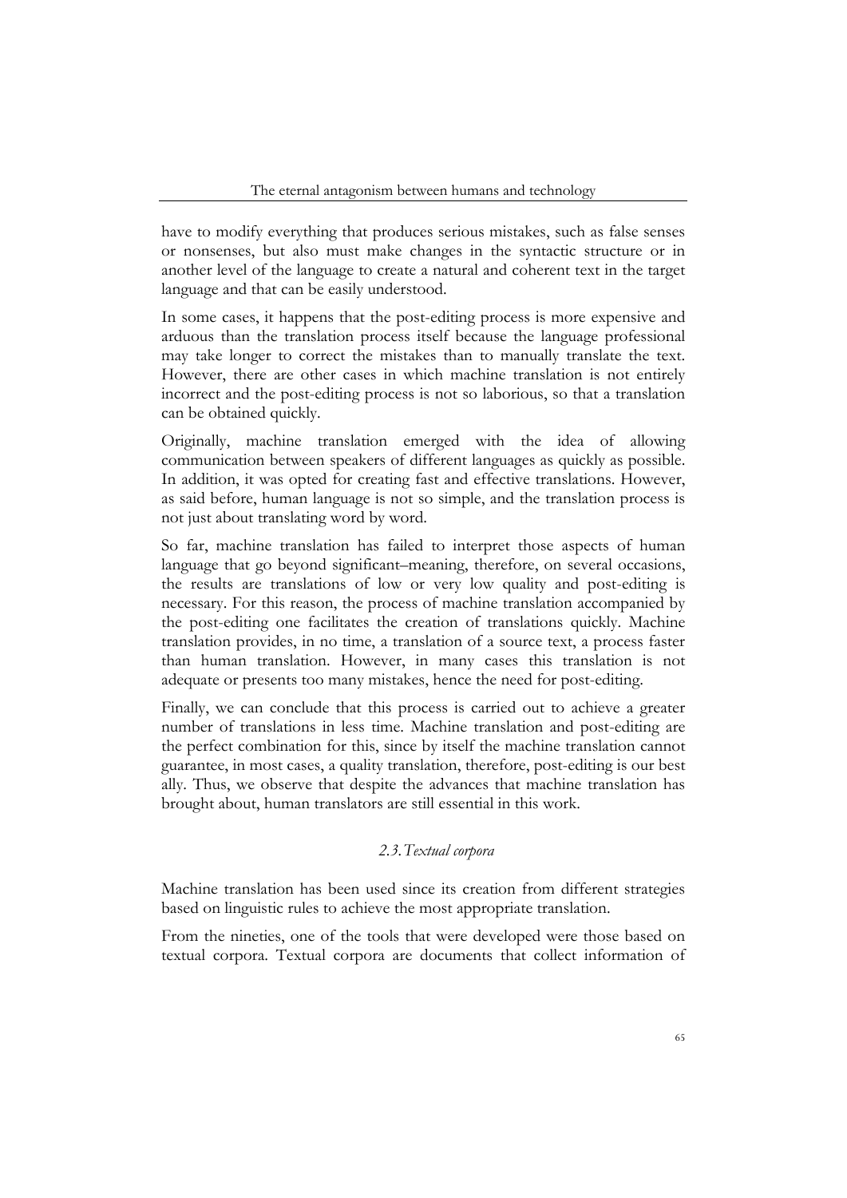have to modify everything that produces serious mistakes, such as false senses or nonsenses, but also must make changes in the syntactic structure or in another level of the language to create a natural and coherent text in the target language and that can be easily understood.

In some cases, it happens that the post-editing process is more expensive and arduous than the translation process itself because the language professional may take longer to correct the mistakes than to manually translate the text. However, there are other cases in which machine translation is not entirely incorrect and the post-editing process is not so laborious, so that a translation can be obtained quickly.

Originally, machine translation emerged with the idea of allowing communication between speakers of different languages as quickly as possible. In addition, it was opted for creating fast and effective translations. However, as said before, human language is not so simple, and the translation process is not just about translating word by word.

So far, machine translation has failed to interpret those aspects of human language that go beyond significant–meaning, therefore, on several occasions, the results are translations of low or very low quality and post-editing is necessary. For this reason, the process of machine translation accompanied by the post-editing one facilitates the creation of translations quickly. Machine translation provides, in no time, a translation of a source text, a process faster than human translation. However, in many cases this translation is not adequate or presents too many mistakes, hence the need for post-editing.

Finally, we can conclude that this process is carried out to achieve a greater number of translations in less time. Machine translation and post-editing are the perfect combination for this, since by itself the machine translation cannot guarantee, in most cases, a quality translation, therefore, post-editing is our best ally. Thus, we observe that despite the advances that machine translation has brought about, human translators are still essential in this work.

### *2.3. Textual corpora*

Machine translation has been used since its creation from different strategies based on linguistic rules to achieve the most appropriate translation.

From the nineties, one of the tools that were developed were those based on textual corpora. Textual corpora are documents that collect information of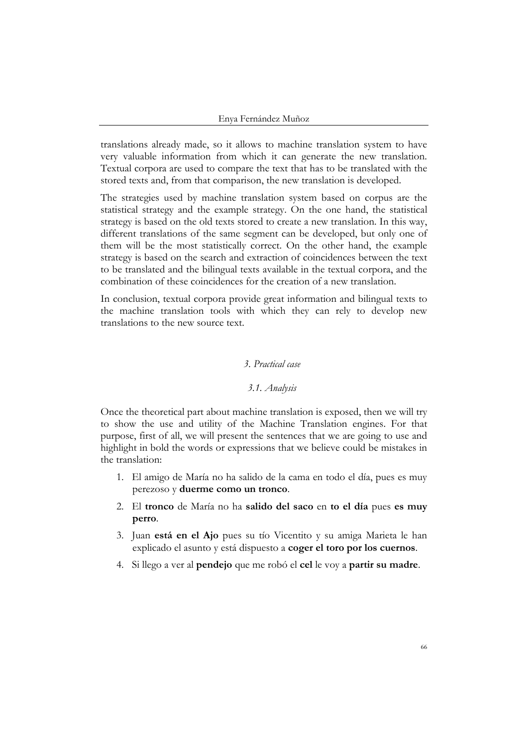translations already made, so it allows to machine translation system to have very valuable information from which it can generate the new translation. Textual corpora are used to compare the text that has to be translated with the stored texts and, from that comparison, the new translation is developed.

The strategies used by machine translation system based on corpus are the statistical strategy and the example strategy. On the one hand, the statistical strategy is based on the old texts stored to create a new translation. In this way, different translations of the same segment can be developed, but only one of them will be the most statistically correct. On the other hand, the example strategy is based on the search and extraction of coincidences between the text to be translated and the bilingual texts available in the textual corpora, and the combination of these coincidences for the creation of a new translation.

In conclusion, textual corpora provide great information and bilingual texts to the machine translation tools with which they can rely to develop new translations to the new source text.

## *3. Practical case*

### *3.1. Analysis*

Once the theoretical part about machine translation is exposed, then we will try to show the use and utility of the Machine Translation engines. For that purpose, first of all, we will present the sentences that we are going to use and highlight in bold the words or expressions that we believe could be mistakes in the translation:

1. El amigo de María no ha salido de la cama en todo el día, pues es muy perezoso y **duerme como un tronco**.
2. El **tronco** de María no ha **salido del saco** en **to el día** pues **es muy perro**.
3. Juan **está en el Ajo** pues su tío Vicentito y su amiga Marieta le han explicado el asunto y está dispuesto a **coger el toro por los cuernos**.
4. Si llego a ver al **pendejo** que me robó el **cel** le voy a **partir su madre**.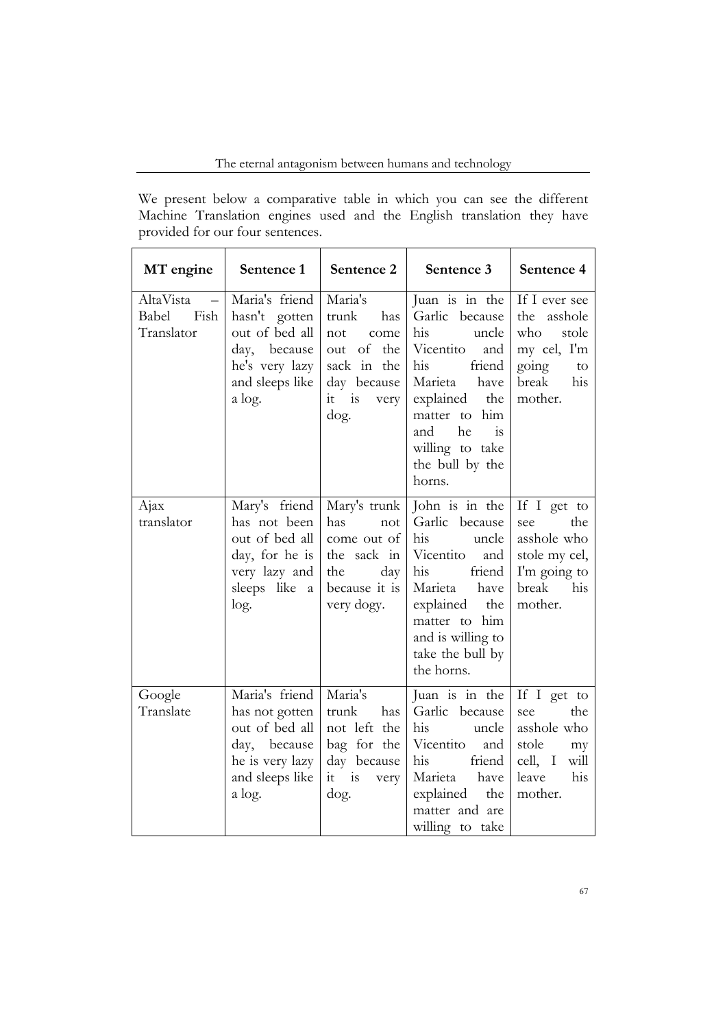We present below a comparative table in which you can see the different Machine Translation engines used and the English translation they have provided for our four sentences.

| MT engine | Sentence 1 | Sentence 2 | Sentence 3 | Sentence 4 |
|---|---|---|---|---|
| AltaVista – Babel Fish Translator | Maria's friend hasn't gotten out of bed all day, because he's very lazy and sleeps like a log. | Maria's trunk has not come out of the sack in the day because it is very dog. | Juan is in the Garlic because his uncle Vicentito and his friend Marieta have explained the matter to him and he is willing to take the bull by the horns. | If I ever see the asshole who stole my cel, I'm going to break his mother. |
| Ajax translator | Mary's friend has not been out of bed all day, for he is very lazy and sleeps like a log. | Mary's trunk has not come out of the sack in the day because it is very dogy. | John is in the Garlic because his uncle Vicentito and his friend Marieta have explained the matter to him and is willing to take the bull by the horns. | If I get to see the asshole who stole my cel, I'm going to break his mother. |
| Google Translate | Maria's friend has not gotten out of bed all day, because he is very lazy and sleeps like a log. | Maria's trunk has not left the bag for the day because it is very dog. | Juan is in the Garlic because his uncle Vicentito and his friend Marieta have explained the matter and are willing to take | If I get to see the asshole who stole my cell, I will leave his mother. |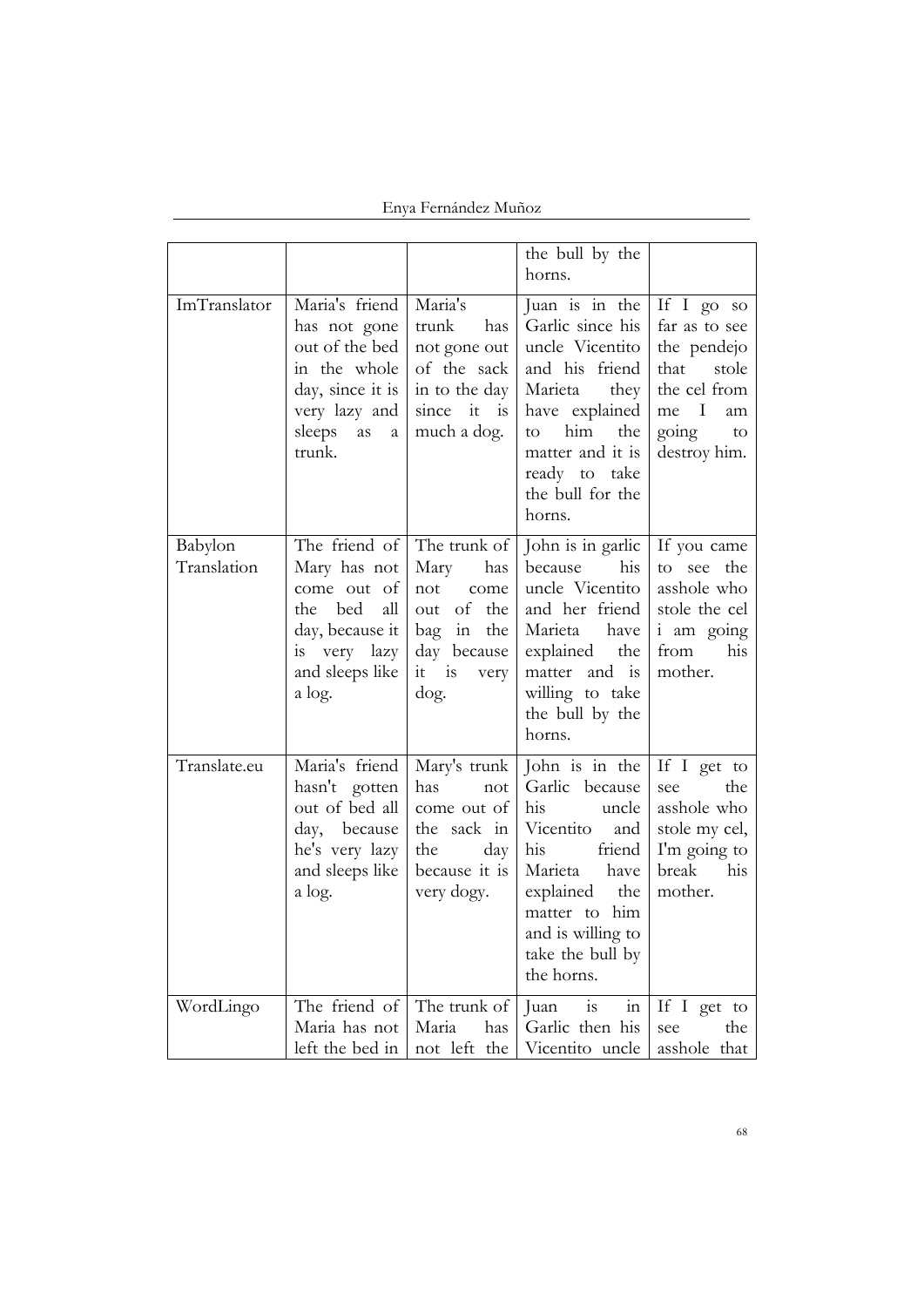| | | | the bull by the horns. | |
|---|---|---|---|---|
| ImTranslator | Maria's friend has not gone out of the bed in the whole day, since it is very lazy and sleeps as a trunk. | Maria's trunk has not gone out of the sack in to the day since it is much a dog. | Juan is in the Garlic since his uncle Vicentito and his friend Marieta they have explained to him the matter and it is ready to take the bull for the horns. | If I go so far as to see the pendejo that stole the cel from me I am going to destroy him. |
| Babylon Translation | The friend of Mary has not come out of the bed all day, because it is very lazy and sleeps like a log. | The trunk of Mary has not come out of the bag in the day because it is very dog. | John is in garlic because his uncle Vicentito and her friend Marieta have explained the matter and is willing to take the bull by the horns. | If you came to see the asshole who stole the cel i am going from his mother. |
| Translate.eu | Maria's friend hasn't gotten out of bed all day, because he's very lazy and sleeps like a log. | Mary's trunk has not come out of the sack in the day because it is very dogy. | John is in the Garlic because his uncle Vicentito and his friend Marieta have explained the matter to him and is willing to take the bull by the horns. | If I get to see the asshole who stole my cel, I'm going to break his mother. |
| WordLingo | The friend of Maria has not left the bed in | The trunk of Maria has not left the | Juan is in Garlic then his Vicentito uncle | If I get to see the asshole that |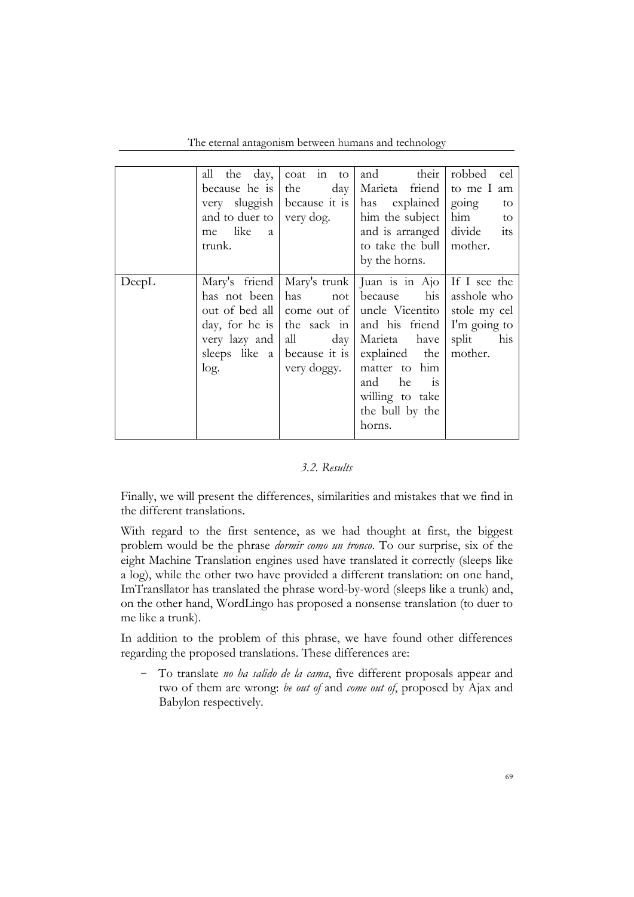| | all the day, because he is very sluggish and to duer to me like a trunk. | coat in to the day because it is very dog. | and their Marieta friend has explained him the subject and is arranged to take the bull by the horns. | robbed cel to me I am going to him to divide its mother. |
|---|---|---|---|---|
| DeepL | Mary's friend has not been out of bed all day, for he is very lazy and sleeps like a log. | Mary's trunk has not come out of the sack in all day because it is very doggy. | Juan is in Ajo because his uncle Vicentito and his friend Marieta have explained the matter to him and he is willing to take the bull by the horns. | If I see the asshole who stole my cel I'm going to split his mother. |

### *3.2. Results*

Finally, we will present the differences, similarities and mistakes that we find in the different translations.

With regard to the first sentence, as we had thought at first, the biggest problem would be the phrase *dormir como un tronco*. To our surprise, six of the eight Machine Translation engines used have translated it correctly (sleeps like a log), while the other two have provided a different translation: on one hand, ImTranslator has translated the phrase word-by-word (sleeps like a trunk) and, on the other hand, WordLingo has proposed a nonsense translation (to duer to me like a trunk).

In addition to the problem of this phrase, we have found other differences regarding the proposed translations. These differences are:

- To translate *no ha salido de la cama*, five different proposals appear and two of them are wrong: *be out of* and *come out of*, proposed by Ajax and Babylon respectively.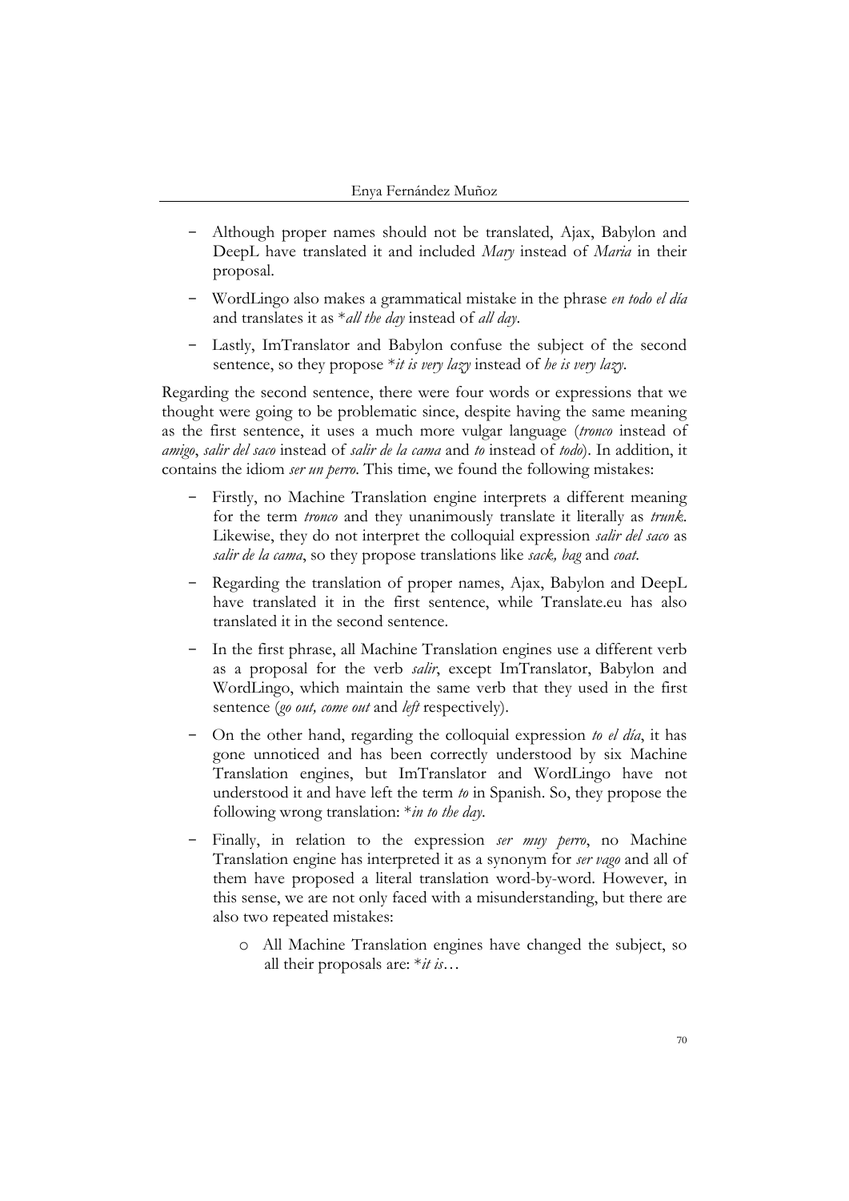- Although proper names should not be translated, Ajax, Babylon and DeepL have translated it and included *Mary* instead of *Maria* in their proposal.
- WordLingo also makes a grammatical mistake in the phrase *en todo el día* and translates it as **all the day* instead of *all day*.
- Lastly, ImTranslator and Babylon confuse the subject of the second sentence, so they propose **it is very lazy* instead of *he is very lazy*.

Regarding the second sentence, there were four words or expressions that we thought were going to be problematic since, despite having the same meaning as the first sentence, it uses a much more vulgar language (*tronco* instead of *amigo*, *salir del saco* instead of *salir de la cama* and *to* instead of *todo*). In addition, it contains the idiom *ser un perro*. This time, we found the following mistakes:

- Firstly, no Machine Translation engine interprets a different meaning for the term *tronco* and they unanimously translate it literally as *trunk*. Likewise, they do not interpret the colloquial expression *salir del saco* as *salir de la cama*, so they propose translations like *sack, bag* and *coat*.
- Regarding the translation of proper names, Ajax, Babylon and DeepL have translated it in the first sentence, while Translate.eu has also translated it in the second sentence.
- In the first phrase, all Machine Translation engines use a different verb as a proposal for the verb *salir*, except ImTranslator, Babylon and WordLingo, which maintain the same verb that they used in the first sentence (*go out, come out* and *left* respectively).
- On the other hand, regarding the colloquial expression *to el día*, it has gone unnoticed and has been correctly understood by six Machine Translation engines, but ImTranslator and WordLingo have not understood it and have left the term *to* in Spanish. So, they propose the following wrong translation: **in to the day*.
- Finally, in relation to the expression *ser muy perro*, no Machine Translation engine has interpreted it as a synonym for *ser vago* and all of them have proposed a literal translation word-by-word. However, in this sense, we are not only faced with a misunderstanding, but there are also two repeated mistakes:
  - All Machine Translation engines have changed the subject, so all their proposals are: **it is*…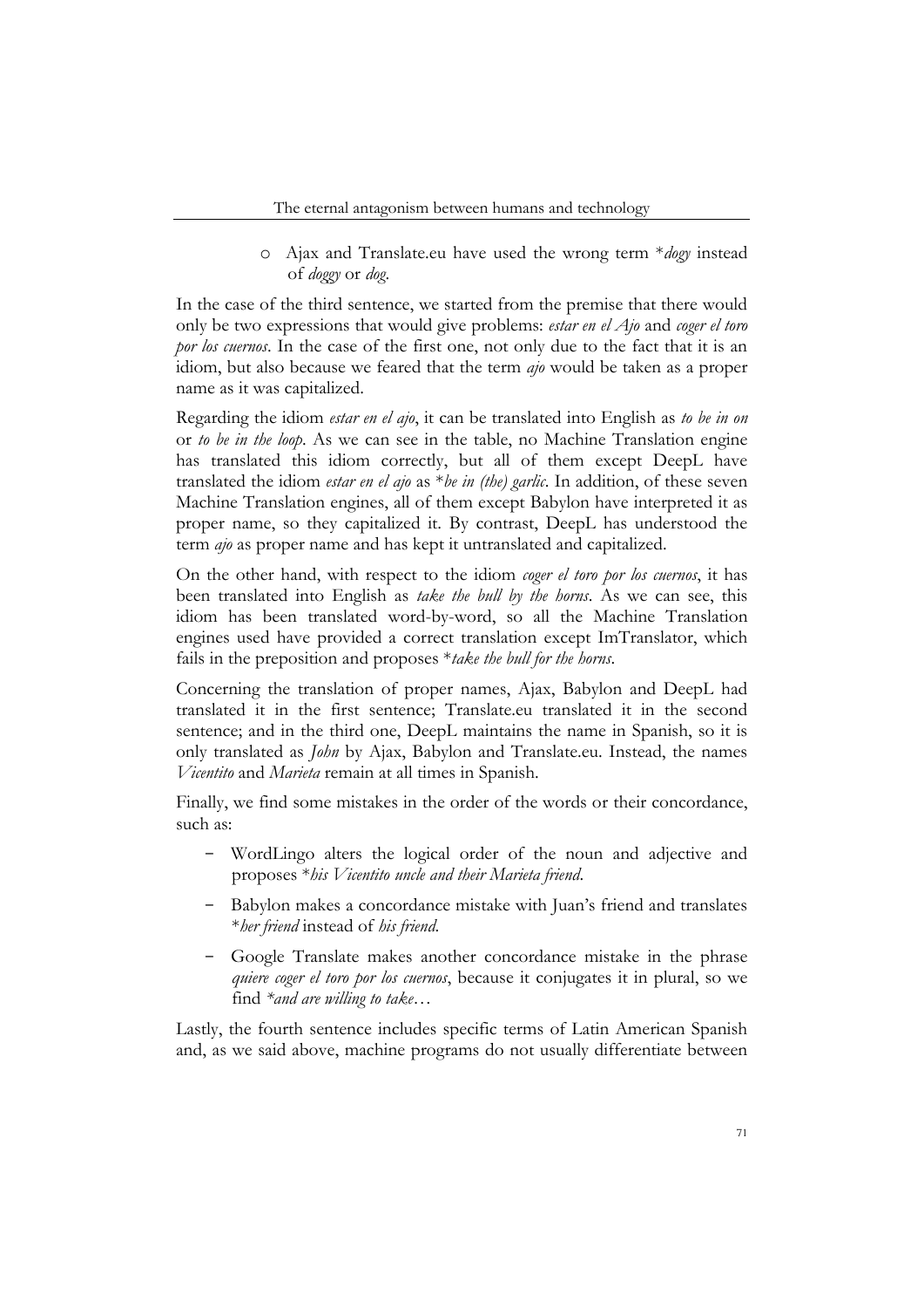- Ajax and Translate.eu have used the wrong term **dogy* instead of *doggy* or *dog*.

In the case of the third sentence, we started from the premise that there would only be two expressions that would give problems: *estar en el Ajo* and *coger el toro por los cuernos*. In the case of the first one, not only due to the fact that it is an idiom, but also because we feared that the term *ajo* would be taken as a proper name as it was capitalized.

Regarding the idiom *estar en el ajo*, it can be translated into English as *to be in on* or *to be in the loop*. As we can see in the table, no Machine Translation engine has translated this idiom correctly, but all of them except DeepL have translated the idiom *estar en el ajo* as **be in (the) garlic*. In addition, of these seven Machine Translation engines, all of them except Babylon have interpreted it as proper name, so they capitalized it. By contrast, DeepL has understood the term *ajo* as proper name and has kept it untranslated and capitalized.

On the other hand, with respect to the idiom *coger el toro por los cuernos*, it has been translated into English as *take the bull by the horns*. As we can see, this idiom has been translated word-by-word, so all the Machine Translation engines used have provided a correct translation except ImTranslator, which fails in the preposition and proposes **take the bull for the horns*.

Concerning the translation of proper names, Ajax, Babylon and DeepL had translated it in the first sentence; Translate.eu translated it in the second sentence; and in the third one, DeepL maintains the name in Spanish, so it is only translated as *John* by Ajax, Babylon and Translate.eu. Instead, the names *Vicentito* and *Marieta* remain at all times in Spanish.

Finally, we find some mistakes in the order of the words or their concordance, such as:

- WordLingo alters the logical order of the noun and adjective and proposes **his Vicentito uncle and their Marieta friend*.
- Babylon makes a concordance mistake with Juan's friend and translates **her friend* instead of *his friend*.
- Google Translate makes another concordance mistake in the phrase *quiere coger el toro por los cuernos*, because it conjugates it in plural, so we find **and are willing to take…*

Lastly, the fourth sentence includes specific terms of Latin American Spanish and, as we said above, machine programs do not usually differentiate between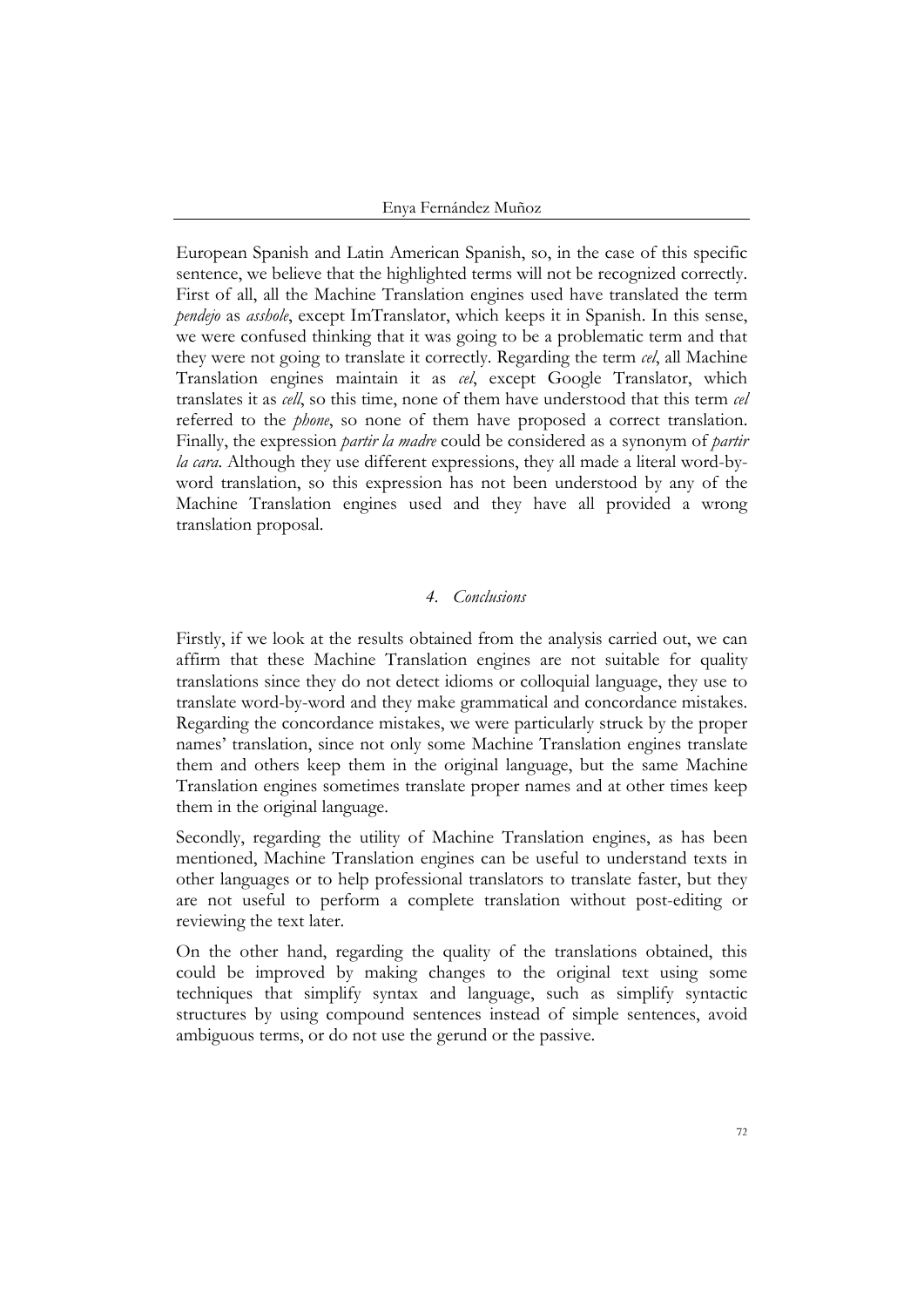European Spanish and Latin American Spanish, so, in the case of this specific sentence, we believe that the highlighted terms will not be recognized correctly. First of all, all the Machine Translation engines used have translated the term *pendejo* as *asshole*, except ImTranslator, which keeps it in Spanish. In this sense, we were confused thinking that it was going to be a problematic term and that they were not going to translate it correctly. Regarding the term *cel*, all Machine Translation engines maintain it as *cel*, except Google Translator, which translates it as *cell*, so this time, none of them have understood that this term *cel* referred to the *phone*, so none of them have proposed a correct translation. Finally, the expression *partir la madre* could be considered as a synonym of *partir la cara*. Although they use different expressions, they all made a literal word-by-word translation, so this expression has not been understood by any of the Machine Translation engines used and they have all provided a wrong translation proposal.

## *4. Conclusions*

Firstly, if we look at the results obtained from the analysis carried out, we can affirm that these Machine Translation engines are not suitable for quality translations since they do not detect idioms or colloquial language, they use to translate word-by-word and they make grammatical and concordance mistakes. Regarding the concordance mistakes, we were particularly struck by the proper names' translation, since not only some Machine Translation engines translate them and others keep them in the original language, but the same Machine Translation engines sometimes translate proper names and at other times keep them in the original language.

Secondly, regarding the utility of Machine Translation engines, as has been mentioned, Machine Translation engines can be useful to understand texts in other languages or to help professional translators to translate faster, but they are not useful to perform a complete translation without post-editing or reviewing the text later.

On the other hand, regarding the quality of the translations obtained, this could be improved by making changes to the original text using some techniques that simplify syntax and language, such as simplify syntactic structures by using compound sentences instead of simple sentences, avoid ambiguous terms, or do not use the gerund or the passive.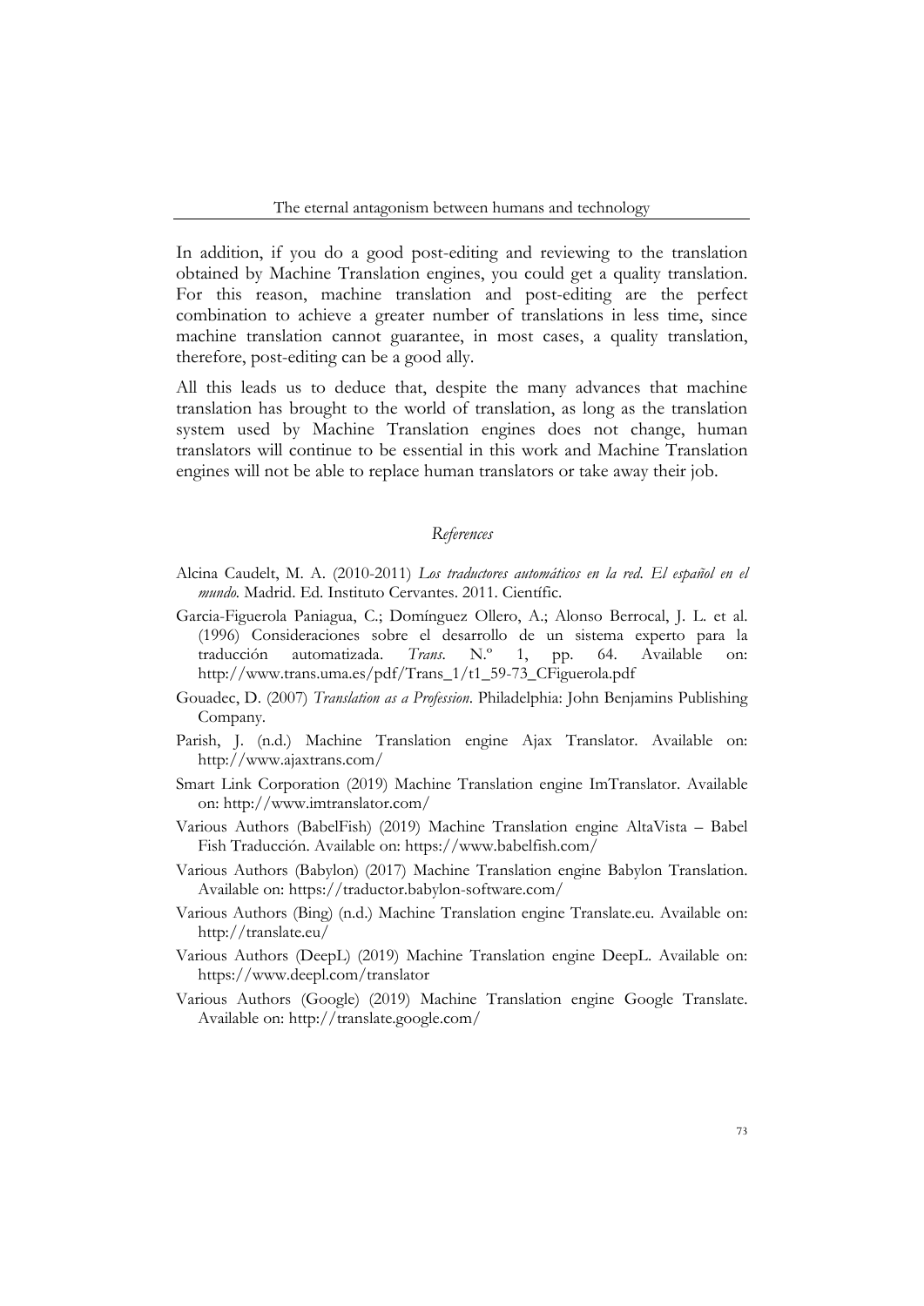In addition, if you do a good post-editing and reviewing to the translation obtained by Machine Translation engines, you could get a quality translation. For this reason, machine translation and post-editing are the perfect combination to achieve a greater number of translations in less time, since machine translation cannot guarantee, in most cases, a quality translation, therefore, post-editing can be a good ally.

All this leads us to deduce that, despite the many advances that machine translation has brought to the world of translation, as long as the translation system used by Machine Translation engines does not change, human translators will continue to be essential in this work and Machine Translation engines will not be able to replace human translators or take away their job.

## *References*

Alcina Caudelt, M. A. (2010-2011) *Los traductores automáticos en la red. El español en el mundo.* Madrid. Ed. Instituto Cervantes. 2011. Científic.

Garcia-Figuerola Paniagua, C.; Domínguez Ollero, A.; Alonso Berrocal, J. L. et al. (1996) Consideraciones sobre el desarrollo de un sistema experto para la traducción automatizada. *Trans.* N.º 1, pp. 64. Available on: http://www.trans.uma.es/pdf/Trans_1/t1_59-73_CFiguerola.pdf

Gouadec, D. (2007) *Translation as a Profession*. Philadelphia: John Benjamins Publishing Company.

Parish, J. (n.d.) Machine Translation engine Ajax Translator. Available on: http://www.ajaxtrans.com/

Smart Link Corporation (2019) Machine Translation engine ImTranslator. Available on: http://www.imtranslator.com/

Various Authors (BabelFish) (2019) Machine Translation engine AltaVista – Babel Fish Traducción. Available on: https://www.babelfish.com/

Various Authors (Babylon) (2017) Machine Translation engine Babylon Translation. Available on: https://traductor.babylon-software.com/

Various Authors (Bing) (n.d.) Machine Translation engine Translate.eu. Available on: http://translate.eu/

Various Authors (DeepL) (2019) Machine Translation engine DeepL. Available on: https://www.deepl.com/translator

Various Authors (Google) (2019) Machine Translation engine Google Translate. Available on: http://translate.google.com/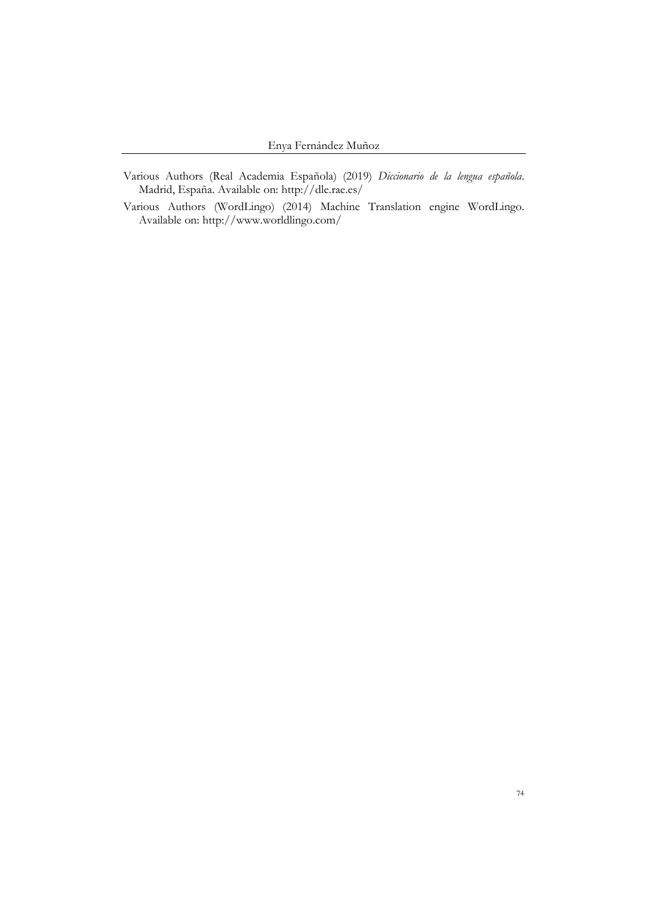Various Authors (Real Academia Española) (2019) *Diccionario de la lengua española*. Madrid, España. Available on: http://dle.rae.es/

Various Authors (WordLingo) (2014) Machine Translation engine WordLingo. Available on: http://www.worldlingo.com/